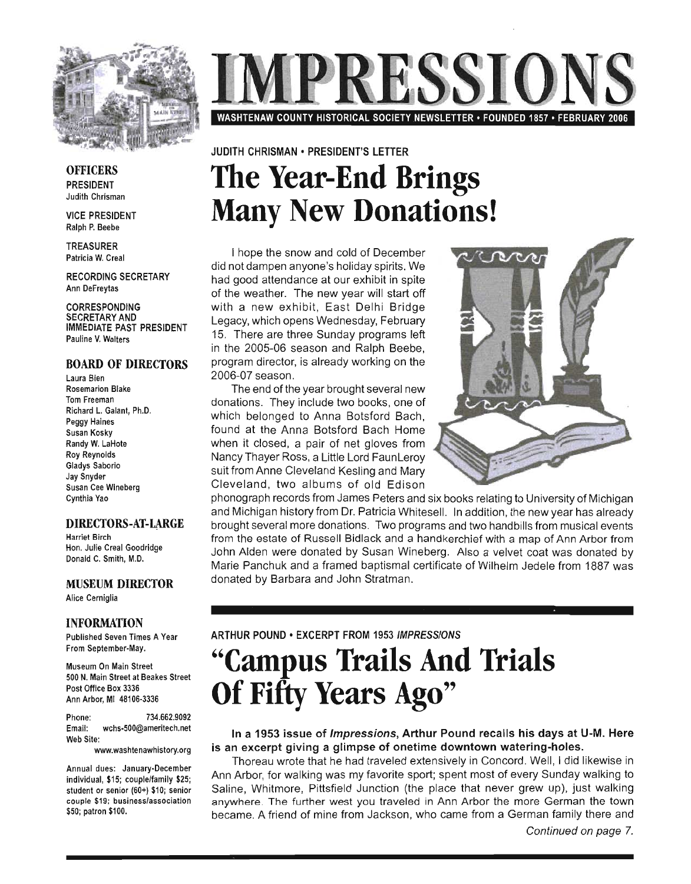# IMPRESSIONS

WASHTENAW COUNTY HISTORICAL SOCIETY NEWSLETTER • FOUNDED 1857 • FEBRUARY 2006

### OFFICERS

PRESIDENT
Judith Chrisman

VICE PRESIDENT
Ralph P. Beebe

TREASURER
Patricia W. Creal

RECORDING SECRETARY
Ann DeFreytas

CORRESPONDING SECRETARY AND IMMEDIATE PAST PRESIDENT
Pauline V. Walters

### BOARD OF DIRECTORS

Laura Bien
Rosemarion Blake
Tom Freeman
Richard L. Galant, Ph.D.
Peggy Haines
Susan Kosky
Randy W. LaHote
Roy Reynolds
Gladys Saborio
Jay Snyder
Susan Cee Wineberg
Cynthia Yao

### DIRECTORS-AT-LARGE

Harriet Birch
Hon. Julie Creal Goodridge
Donald C. Smith, M.D.

### MUSEUM DIRECTOR

Alice Cerniglia

### INFORMATION

Published Seven Times A Year From September-May.

Museum On Main Street
500 N. Main Street at Beakes Street
Post Office Box 3336
Ann Arbor, MI 48106-3336

Phone: 734.662.9092
Email: wchs-500@ameritech.net
Web Site: www.washtenawhistory.org

Annual dues: January-December individual, $15; couple/family $25; student or senior (60+) $10; senior couple $19; business/association $50; patron $100.

JUDITH CHRISMAN • PRESIDENT'S LETTER

## The Year-End Brings Many New Donations!

I hope the snow and cold of December did not dampen anyone's holiday spirits. We had good attendance at our exhibit in spite of the weather. The new year will start off with a new exhibit, East Delhi Bridge Legacy, which opens Wednesday, February 15. There are three Sunday programs left in the 2005-06 season and Ralph Beebe, program director, is already working on the 2006-07 season.

The end of the year brought several new donations. They include two books, one of which belonged to Anna Botsford Bach, found at the Anna Botsford Bach Home when it closed, a pair of net gloves from Nancy Thayer Ross, a Little Lord FaunLeroy suit from Anne Cleveland Kesling and Mary Cleveland, two albums of old Edison phonograph records from James Peters and six books relating to University of Michigan and Michigan history from Dr. Patricia Whitesell. In addition, the new year has already brought several more donations. Two programs and two handbills from musical events from the estate of Russell Bidlack and a handkerchief with a map of Ann Arbor from John Alden were donated by Susan Wineberg. Also a velvet coat was donated by Marie Panchuk and a framed baptismal certificate of Wilhelm Jedele from 1887 was donated by Barbara and John Stratman.

ARTHUR POUND • EXCERPT FROM 1953 *IMPRESSIONS*

## "Campus Trails And Trials Of Fifty Years Ago"

**In a 1953 issue of *Impressions*, Arthur Pound recalls his days at U-M. Here is an excerpt giving a glimpse of onetime downtown watering-holes.**

Thoreau wrote that he had traveled extensively in Concord. Well, I did likewise in Ann Arbor, for walking was my favorite sport; spent most of every Sunday walking to Saline, Whitmore, Pittsfield Junction (the place that never grew up), just walking anywhere. The further west you traveled in Ann Arbor the more German the town became. A friend of mine from Jackson, who came from a German family there and

*Continued on page 7.*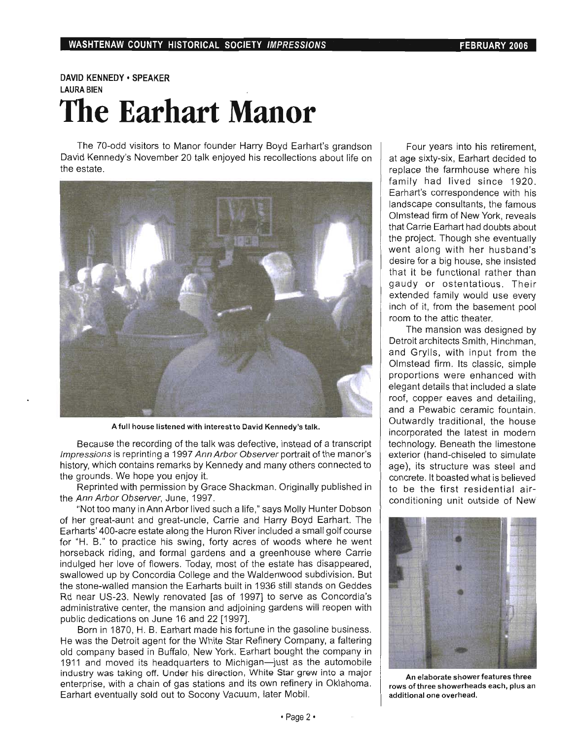DAVID KENNEDY • SPEAKER
LAURA BIEN

# The Earhart Manor

The 70-odd visitors to Manor founder Harry Boyd Earhart's grandson David Kennedy's November 20 talk enjoyed his recollections about life on the estate.

A full house listened with interest to David Kennedy's talk.

Because the recording of the talk was defective, instead of a transcript *Impressions* is reprinting a 1997 *Ann Arbor Observer* portrait of the manor's history, which contains remarks by Kennedy and many others connected to the grounds. We hope you enjoy it.

Reprinted with permission by Grace Shackman. Originally published in the *Ann Arbor Observer*, June, 1997.

"Not too many in Ann Arbor lived such a life," says Molly Hunter Dobson of her great-aunt and great-uncle, Carrie and Harry Boyd Earhart. The Earharts' 400-acre estate along the Huron River included a small golf course for "H. B." to practice his swing, forty acres of woods where he went horseback riding, and formal gardens and a greenhouse where Carrie indulged her love of flowers. Today, most of the estate has disappeared, swallowed up by Concordia College and the Waldenwood subdivision. But the stone-walled mansion the Earharts built in 1936 still stands on Geddes Rd near US-23. Newly renovated [as of 1997] to serve as Concordia's administrative center, the mansion and adjoining gardens will reopen with public dedications on June 16 and 22 [1997].

Born in 1870, H. B. Earhart made his fortune in the gasoline business. He was the Detroit agent for the White Star Refinery Company, a faltering old company based in Buffalo, New York. Earhart bought the company in 1911 and moved its headquarters to Michigan—just as the automobile industry was taking off. Under his direction, White Star grew into a major enterprise, with a chain of gas stations and its own refinery in Oklahoma. Earhart eventually sold out to Socony Vacuum, later Mobil.

Four years into his retirement, at age sixty-six, Earhart decided to replace the farmhouse where his family had lived since 1920. Earhart's correspondence with his landscape consultants, the famous Olmstead firm of New York, reveals that Carrie Earhart had doubts about the project. Though she eventually went along with her husband's desire for a big house, she insisted that it be functional rather than gaudy or ostentatious. Their extended family would use every inch of it, from the basement pool room to the attic theater.

The mansion was designed by Detroit architects Smith, Hinchman, and Grylls, with input from the Olmstead firm. Its classic, simple proportions were enhanced with elegant details that included a slate roof, copper eaves and detailing, and a Pewabic ceramic fountain. Outwardly traditional, the house incorporated the latest in modern technology. Beneath the limestone exterior (hand-chiseled to simulate age), its structure was steel and concrete. It boasted what is believed to be the first residential air-conditioning unit outside of New

An elaborate shower features three rows of three showerheads each, plus an additional one overhead.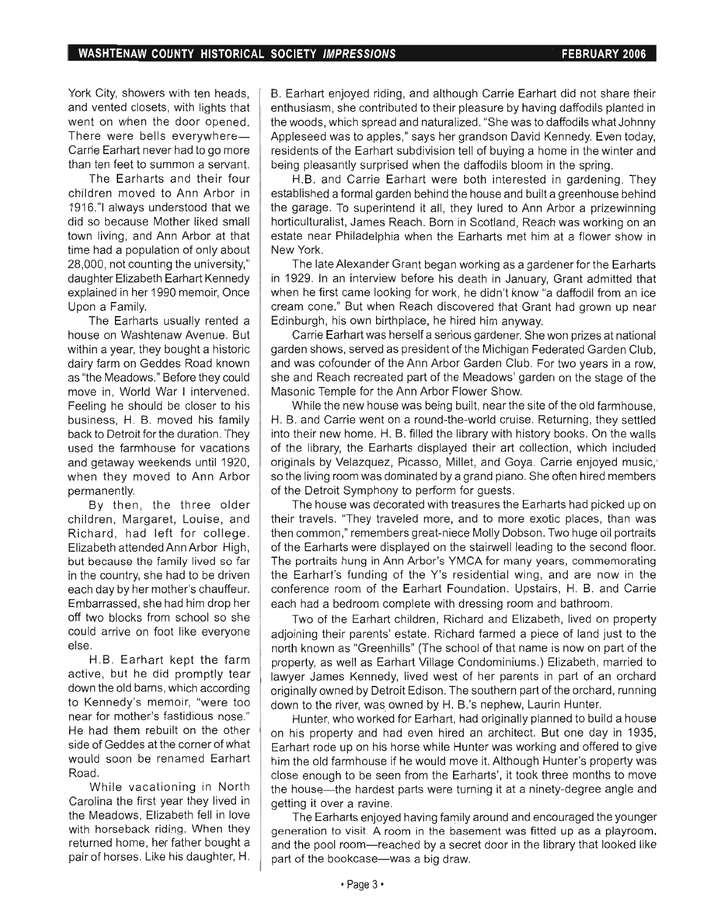York City, showers with ten heads, and vented closets, with lights that went on when the door opened. There were bells everywhere—Carrie Earhart never had to go more than ten feet to summon a servant.

The Earharts and their four children moved to Ann Arbor in 1916."I always understood that we did so because Mother liked small town living, and Ann Arbor at that time had a population of only about 28,000, not counting the university," daughter Elizabeth Earhart Kennedy explained in her 1990 memoir, Once Upon a Family.

The Earharts usually rented a house on Washtenaw Avenue. But within a year, they bought a historic dairy farm on Geddes Road known as "the Meadows." Before they could move in, World War I intervened. Feeling he should be closer to his business, H. B. moved his family back to Detroit for the duration. They used the farmhouse for vacations and getaway weekends until 1920, when they moved to Ann Arbor permanently.

By then, the three older children, Margaret, Louise, and Richard, had left for college. Elizabeth attended Ann Arbor High, but because the family lived so far in the country, she had to be driven each day by her mother's chauffeur. Embarrassed, she had him drop her off two blocks from school so she could arrive on foot like everyone else.

H.B. Earhart kept the farm active, but he did promptly tear down the old barns, which according to Kennedy's memoir, "were too near for mother's fastidious nose." He had them rebuilt on the other side of Geddes at the corner of what would soon be renamed Earhart Road.

While vacationing in North Carolina the first year they lived in the Meadows, Elizabeth fell in love with horseback riding. When they returned home, her father bought a pair of horses. Like his daughter, H. B. Earhart enjoyed riding, and although Carrie Earhart did not share their enthusiasm, she contributed to their pleasure by having daffodils planted in the woods, which spread and naturalized. "She was to daffodils what Johnny Appleseed was to apples," says her grandson David Kennedy. Even today, residents of the Earhart subdivision tell of buying a home in the winter and being pleasantly surprised when the daffodils bloom in the spring.

H.B. and Carrie Earhart were both interested in gardening. They established a formal garden behind the house and built a greenhouse behind the garage. To superintend it all, they lured to Ann Arbor a prizewinning horticulturalist, James Reach. Born in Scotland, Reach was working on an estate near Philadelphia when the Earharts met him at a flower show in New York.

The late Alexander Grant began working as a gardener for the Earharts in 1929. In an interview before his death in January, Grant admitted that when he first came looking for work, he didn't know "a daffodil from an ice cream cone." But when Reach discovered that Grant had grown up near Edinburgh, his own birthplace, he hired him anyway.

Carrie Earhart was herself a serious gardener. She won prizes at national garden shows, served as president of the Michigan Federated Garden Club, and was cofounder of the Ann Arbor Garden Club. For two years in a row, she and Reach recreated part of the Meadows' garden on the stage of the Masonic Temple for the Ann Arbor Flower Show.

While the new house was being built, near the site of the old farmhouse, H. B. and Carrie went on a round-the-world cruise. Returning, they settled into their new home. H. B. filled the library with history books. On the walls of the library, the Earharts displayed their art collection, which included originals by Velazquez, Picasso, Millet, and Goya. Carrie enjoyed music, so the living room was dominated by a grand piano. She often hired members of the Detroit Symphony to perform for guests.

The house was decorated with treasures the Earharts had picked up on their travels. "They traveled more, and to more exotic places, than was then common," remembers great-niece Molly Dobson. Two huge oil portraits of the Earharts were displayed on the stairwell leading to the second floor. The portraits hung in Ann Arbor's YMCA for many years, commemorating the Earhart's funding of the Y's residential wing, and are now in the conference room of the Earhart Foundation. Upstairs, H. B. and Carrie each had a bedroom complete with dressing room and bathroom.

Two of the Earhart children, Richard and Elizabeth, lived on property adjoining their parents' estate. Richard farmed a piece of land just to the north known as "Greenhills" (The school of that name is now on part of the property, as well as Earhart Village Condominiums.) Elizabeth, married to lawyer James Kennedy, lived west of her parents in part of an orchard originally owned by Detroit Edison. The southern part of the orchard, running down to the river, was owned by H. B.'s nephew, Laurin Hunter.

Hunter, who worked for Earhart, had originally planned to build a house on his property and had even hired an architect. But one day in 1935, Earhart rode up on his horse while Hunter was working and offered to give him the old farmhouse if he would move it. Although Hunter's property was close enough to be seen from the Earharts', it took three months to move the house—the hardest parts were turning it at a ninety-degree angle and getting it over a ravine.

The Earharts enjoyed having family around and encouraged the younger generation to visit. A room in the basement was fitted up as a playroom, and the pool room—reached by a secret door in the library that looked like part of the bookcase—was a big draw.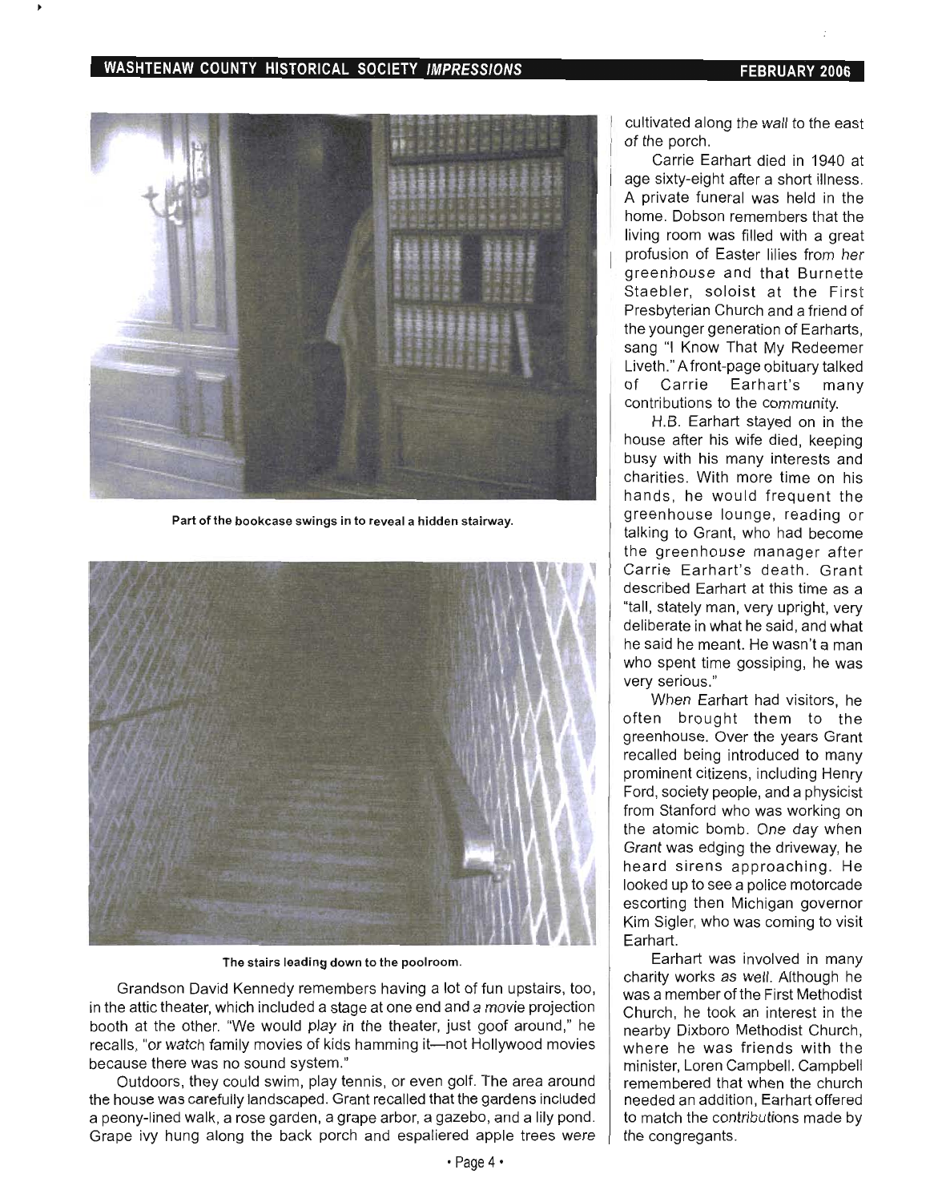Part of the bookcase swings in to reveal a hidden stairway.

The stairs leading down to the poolroom.

Grandson David Kennedy remembers having a lot of fun upstairs, too, in the attic theater, which included a stage at one end and a movie projection booth at the other. "We would play in the theater, just goof around," he recalls, "or watch family movies of kids hamming it—not Hollywood movies because there was no sound system."

Outdoors, they could swim, play tennis, or even golf. The area around the house was carefully landscaped. Grant recalled that the gardens included a peony-lined walk, a rose garden, a grape arbor, a gazebo, and a lily pond. Grape ivy hung along the back porch and espaliered apple trees were cultivated along the wall to the east of the porch.

Carrie Earhart died in 1940 at age sixty-eight after a short illness. A private funeral was held in the home. Dobson remembers that the living room was filled with a great profusion of Easter lilies from her greenhouse and that Burnette Staebler, soloist at the First Presbyterian Church and a friend of the younger generation of Earharts, sang "I Know That My Redeemer Liveth." A front-page obituary talked of Carrie Earhart's many contributions to the community.

H.B. Earhart stayed on in the house after his wife died, keeping busy with his many interests and charities. With more time on his hands, he would frequent the greenhouse lounge, reading or talking to Grant, who had become the greenhouse manager after Carrie Earhart's death. Grant described Earhart at this time as a "tall, stately man, very upright, very deliberate in what he said, and what he said he meant. He wasn't a man who spent time gossiping, he was very serious."

When Earhart had visitors, he often brought them to the greenhouse. Over the years Grant recalled being introduced to many prominent citizens, including Henry Ford, society people, and a physicist from Stanford who was working on the atomic bomb. One day when Grant was edging the driveway, he heard sirens approaching. He looked up to see a police motorcade escorting then Michigan governor Kim Sigler, who was coming to visit Earhart.

Earhart was involved in many charity works as well. Although he was a member of the First Methodist Church, he took an interest in the nearby Dixboro Methodist Church, where he was friends with the minister, Loren Campbell. Campbell remembered that when the church needed an addition, Earhart offered to match the contributions made by the congregants.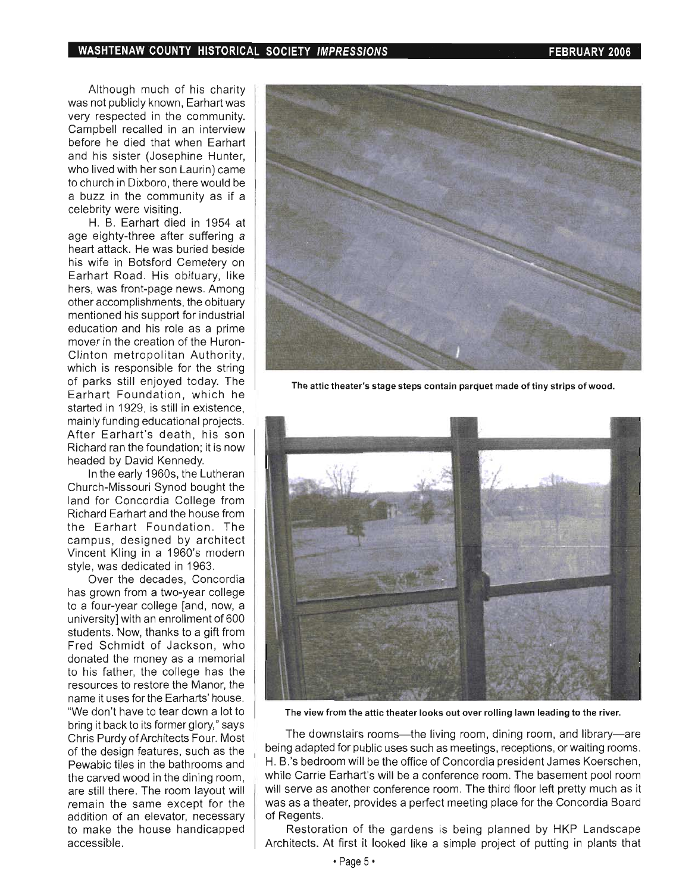Although much of his charity was not publicly known, Earhart was very respected in the community. Campbell recalled in an interview before he died that when Earhart and his sister (Josephine Hunter, who lived with her son Laurin) came to church in Dixboro, there would be a buzz in the community as if a celebrity were visiting.

H. B. Earhart died in 1954 at age eighty-three after suffering a heart attack. He was buried beside his wife in Botsford Cemetery on Earhart Road. His obituary, like hers, was front-page news. Among other accomplishments, the obituary mentioned his support for industrial education and his role as a prime mover in the creation of the Huron-Clinton metropolitan Authority, which is responsible for the string of parks still enjoyed today. The Earhart Foundation, which he started in 1929, is still in existence, mainly funding educational projects. After Earhart's death, his son Richard ran the foundation; it is now headed by David Kennedy.

In the early 1960s, the Lutheran Church-Missouri Synod bought the land for Concordia College from Richard Earhart and the house from the Earhart Foundation. The campus, designed by architect Vincent Kling in a 1960's modern style, was dedicated in 1963.

Over the decades, Concordia has grown from a two-year college to a four-year college [and, now, a university] with an enrollment of 600 students. Now, thanks to a gift from Fred Schmidt of Jackson, who donated the money as a memorial to his father, the college has the resources to restore the Manor, the name it uses for the Earharts' house. "We don't have to tear down a lot to bring it back to its former glory," says Chris Purdy of Architects Four. Most of the design features, such as the Pewabic tiles in the bathrooms and the carved wood in the dining room, are still there. The room layout will remain the same except for the addition of an elevator, necessary to make the house handicapped accessible.

The attic theater's stage steps contain parquet made of tiny strips of wood.

The view from the attic theater looks out over rolling lawn leading to the river.

The downstairs rooms—the living room, dining room, and library—are being adapted for public uses such as meetings, receptions, or waiting rooms. H. B.'s bedroom will be the office of Concordia president James Koerschen, while Carrie Earhart's will be a conference room. The basement pool room will serve as another conference room. The third floor left pretty much as it was as a theater, provides a perfect meeting place for the Concordia Board of Regents.

Restoration of the gardens is being planned by HKP Landscape Architects. At first it looked like a simple project of putting in plants that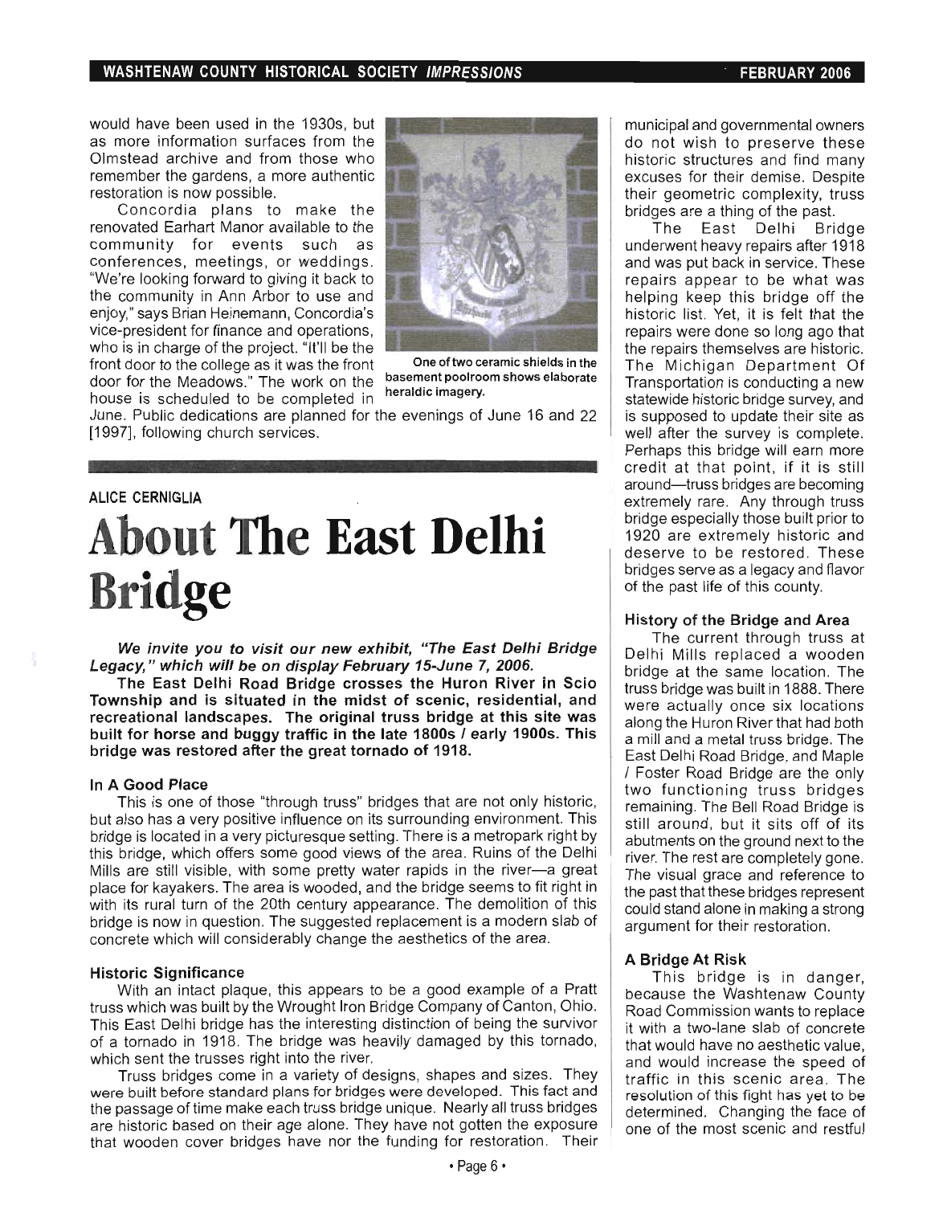would have been used in the 1930s, but as more information surfaces from the Olmstead archive and from those who remember the gardens, a more authentic restoration is now possible.

Concordia plans to make the renovated Earhart Manor available to the community for events such as conferences, meetings, or weddings. "We're looking forward to giving it back to the community in Ann Arbor to use and enjoy," says Brian Heinemann, Concordia's vice-president for finance and operations, who is in charge of the project. "It'll be the front door to the college as it was the front door for the Meadows." The work on the house is scheduled to be completed in June. Public dedications are planned for the evenings of June 16 and 22 [1997], following church services.

One of two ceramic shields in the basement poolroom shows elaborate heraldic imagery.

ALICE CERNIGLIA

# About The East Delhi Bridge

***We invite you to visit our new exhibit, "The East Delhi Bridge Legacy," which will be on display February 15-June 7, 2006.***

**The East Delhi Road Bridge crosses the Huron River in Scio Township and is situated in the midst of scenic, residential, and recreational landscapes. The original truss bridge at this site was built for horse and buggy traffic in the late 1800s / early 1900s. This bridge was restored after the great tornado of 1918.**

### In A Good Place

This is one of those "through truss" bridges that are not only historic, but also has a very positive influence on its surrounding environment. This bridge is located in a very picturesque setting. There is a metropark right by this bridge, which offers some good views of the area. Ruins of the Delhi Mills are still visible, with some pretty water rapids in the river—a great place for kayakers. The area is wooded, and the bridge seems to fit right in with its rural turn of the 20th century appearance. The demolition of this bridge is now in question. The suggested replacement is a modern slab of concrete which will considerably change the aesthetics of the area.

### Historic Significance

With an intact plaque, this appears to be a good example of a Pratt truss which was built by the Wrought Iron Bridge Company of Canton, Ohio. This East Delhi bridge has the interesting distinction of being the survivor of a tornado in 1918. The bridge was heavily damaged by this tornado, which sent the trusses right into the river.

Truss bridges come in a variety of designs, shapes and sizes. They were built before standard plans for bridges were developed. This fact and the passage of time make each truss bridge unique. Nearly all truss bridges are historic based on their age alone. They have not gotten the exposure that wooden cover bridges have nor the funding for restoration. Their municipal and governmental owners do not wish to preserve these historic structures and find many excuses for their demise. Despite their geometric complexity, truss bridges are a thing of the past.

The East Delhi Bridge underwent heavy repairs after 1918 and was put back in service. These repairs appear to be what was helping keep this bridge off the historic list. Yet, it is felt that the repairs were done so long ago that the repairs themselves are historic. The Michigan Department Of Transportation is conducting a new statewide historic bridge survey, and is supposed to update their site as well after the survey is complete. Perhaps this bridge will earn more credit at that point, if it is still around—truss bridges are becoming extremely rare. Any through truss bridge especially those built prior to 1920 are extremely historic and deserve to be restored. These bridges serve as a legacy and flavor of the past life of this county.

### History of the Bridge and Area

The current through truss at Delhi Mills replaced a wooden bridge at the same location. The truss bridge was built in 1888. There were actually once six locations along the Huron River that had both a mill and a metal truss bridge. The East Delhi Road Bridge, and Maple / Foster Road Bridge are the only two functioning truss bridges remaining. The Bell Road Bridge is still around, but it sits off of its abutments on the ground next to the river. The rest are completely gone. The visual grace and reference to the past that these bridges represent could stand alone in making a strong argument for their restoration.

### A Bridge At Risk

This bridge is in danger, because the Washtenaw County Road Commission wants to replace it with a two-lane slab of concrete that would have no aesthetic value, and would increase the speed of traffic in this scenic area. The resolution of this fight has yet to be determined. Changing the face of one of the most scenic and restful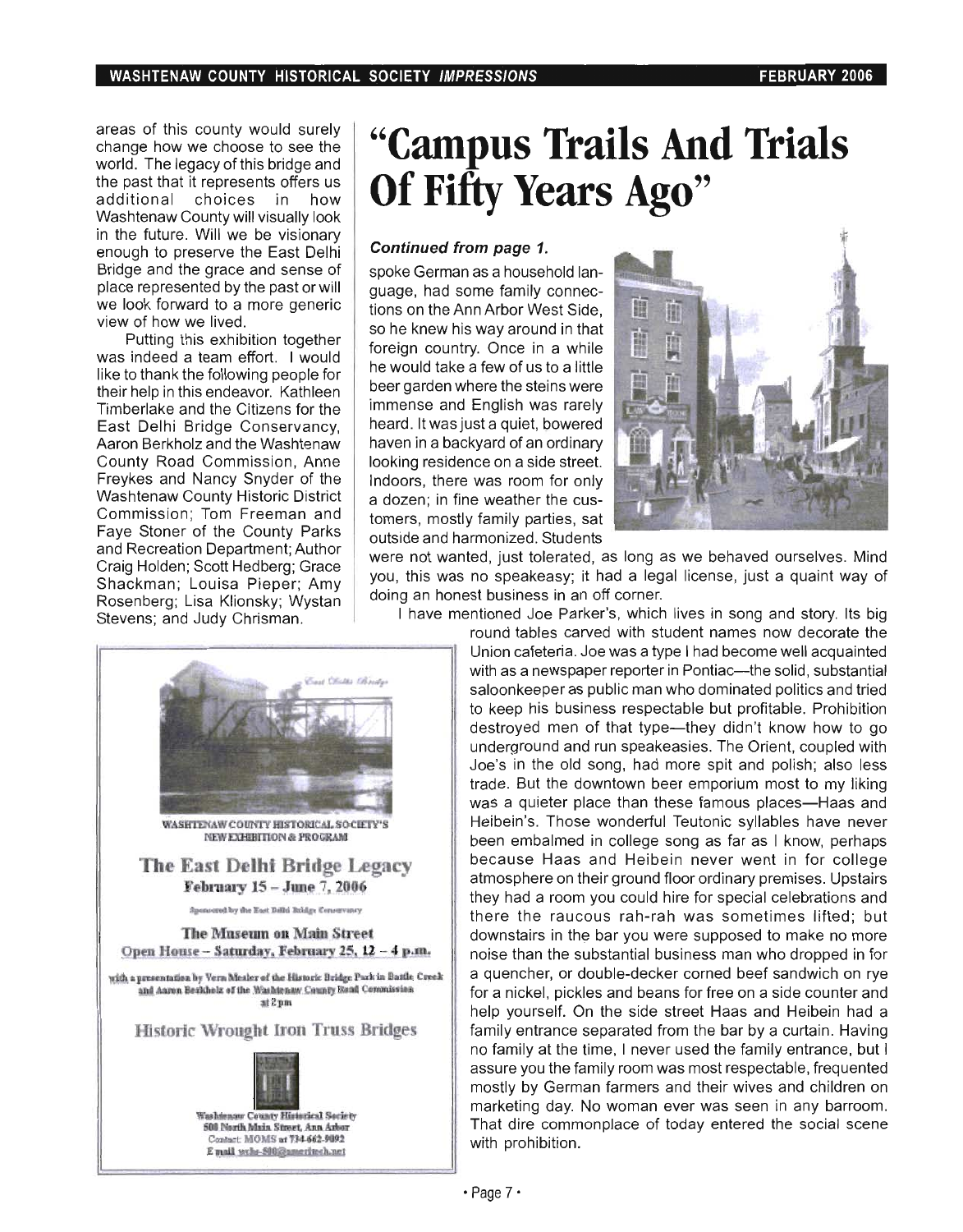areas of this county would surely change how we choose to see the world. The legacy of this bridge and the past that it represents offers us additional choices in how Washtenaw County will visually look in the future. Will we be visionary enough to preserve the East Delhi Bridge and the grace and sense of place represented by the past or will we look forward to a more generic view of how we lived.

Putting this exhibition together was indeed a team effort. I would like to thank the following people for their help in this endeavor. Kathleen Timberlake and the Citizens for the East Delhi Bridge Conservancy, Aaron Berkholz and the Washtenaw County Road Commission, Anne Freykes and Nancy Snyder of the Washtenaw County Historic District Commission; Tom Freeman and Faye Stoner of the County Parks and Recreation Department; Author Craig Holden; Scott Hedberg; Grace Shackman; Louisa Pieper; Amy Rosenberg; Lisa Klionsky; Wystan Stevens; and Judy Chrisman.

WASHTENAW COUNTY HISTORICAL SOCIETY'S NEW EXHIBITION & PROGRAM

**The East Delhi Bridge Legacy**

**February 15 – June 7, 2006**

Sponsored by the East Delhi Bridge Conservancy

**The Museum on Main Street**

Open House – Saturday, February 25, 12 – 4 p.m.

with a presentation by Vern Mesler of the Historic Bridge Park in Battle Creek and Aaron Berkholz of the Washtenaw County Road Commission at 2 pm

**Historic Wrought Iron Truss Bridges**

Washtenaw County Historical Society
500 North Main Street, Ann Arbor
Contact: MOMS at 734-662-9092
E mail wchs-500@ameritech.net

# "Campus Trails And Trials Of Fifty Years Ago"

***Continued from page 1.***

spoke German as a household language, had some family connections on the Ann Arbor West Side, so he knew his way around in that foreign country. Once in a while he would take a few of us to a little beer garden where the steins were immense and English was rarely heard. It was just a quiet, bowered haven in a backyard of an ordinary looking residence on a side street. Indoors, there was room for only a dozen; in fine weather the customers, mostly family parties, sat outside and harmonized. Students were not wanted, just tolerated, as long as we behaved ourselves. Mind you, this was no speakeasy; it had a legal license, just a quaint way of doing an honest business in an off corner.

I have mentioned Joe Parker's, which lives in song and story. Its big round tables carved with student names now decorate the Union cafeteria. Joe was a type I had become well acquainted with as a newspaper reporter in Pontiac—the solid, substantial saloonkeeper as public man who dominated politics and tried to keep his business respectable but profitable. Prohibition destroyed men of that type—they didn't know how to go underground and run speakeasies. The Orient, coupled with Joe's in the old song, had more spit and polish; also less trade. But the downtown beer emporium most to my liking was a quieter place than these famous places—Haas and Heibein's. Those wonderful Teutonic syllables have never been embalmed in college song as far as I know, perhaps because Haas and Heibein never went in for college atmosphere on their ground floor ordinary premises. Upstairs they had a room you could hire for special celebrations and there the raucous rah-rah was sometimes lifted; but downstairs in the bar you were supposed to make no more noise than the substantial business man who dropped in for a quencher, or double-decker corned beef sandwich on rye for a nickel, pickles and beans for free on a side counter and help yourself. On the side street Haas and Heibein had a family entrance separated from the bar by a curtain. Having no family at the time, I never used the family entrance, but I assure you the family room was most respectable, frequented mostly by German farmers and their wives and children on marketing day. No woman ever was seen in any barroom. That dire commonplace of today entered the social scene with prohibition.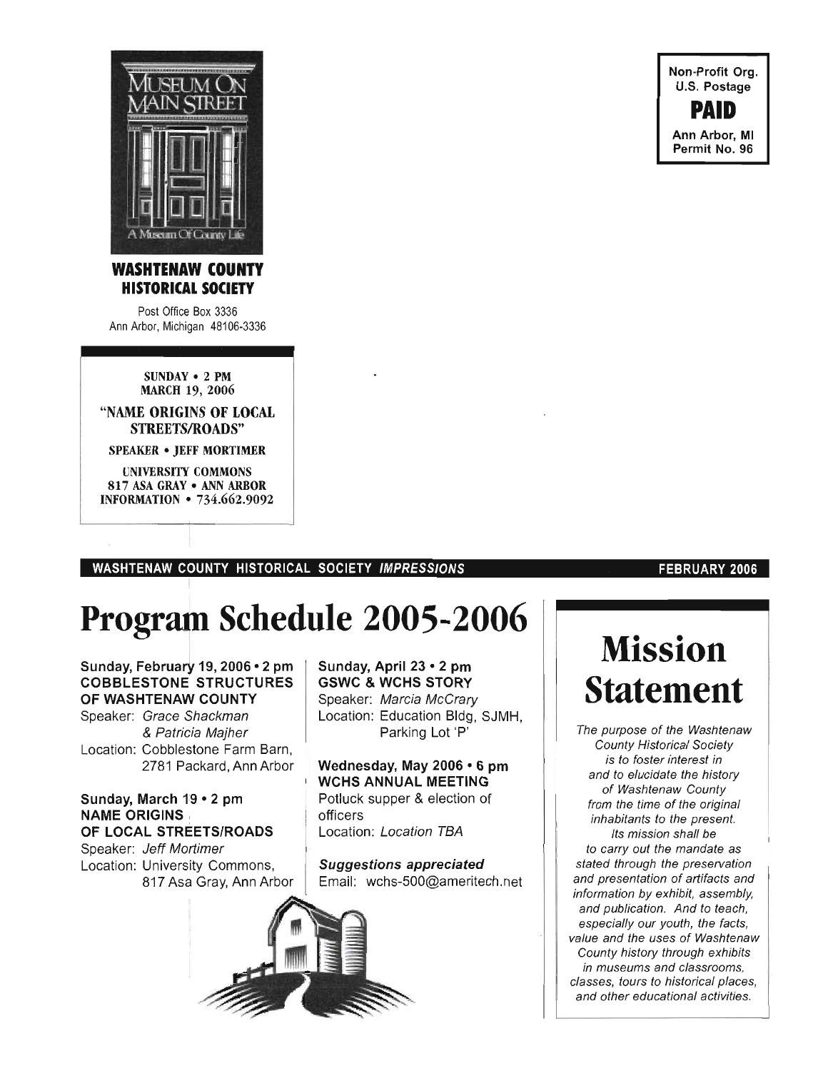MUSEUM ON MAIN STREET

A Museum Of County Life

**WASHTENAW COUNTY HISTORICAL SOCIETY**

Post Office Box 3336
Ann Arbor, Michigan 48106-3336

Non-Profit Org.
U.S. Postage
**PAID**
Ann Arbor, MI
Permit No. 96

**SUNDAY • 2 PM**
**MARCH 19, 2006**

**"NAME ORIGINS OF LOCAL STREETS/ROADS"**

**SPEAKER • JEFF MORTIMER**

**UNIVERSITY COMMONS**
**817 ASA GRAY • ANN ARBOR**
**INFORMATION • 734.662.9092**

**WASHTENAW COUNTY HISTORICAL SOCIETY *IMPRESSIONS*** — **FEBRUARY 2006**

# Program Schedule 2005-2006

**Sunday, February 19, 2006 • 2 pm**
**COBBLESTONE STRUCTURES OF WASHTENAW COUNTY**
Speaker: *Grace Shackman & Patricia Majher*
Location: Cobblestone Farm Barn, 2781 Packard, Ann Arbor

**Sunday, March 19 • 2 pm**
**NAME ORIGINS OF LOCAL STREETS/ROADS**
Speaker: *Jeff Mortimer*
Location: University Commons, 817 Asa Gray, Ann Arbor

**Sunday, April 23 • 2 pm**
**GSWC & WCHS STORY**
Speaker: *Marcia McCrary*
Location: Education Bldg, SJMH, Parking Lot 'P'

**Wednesday, May 2006 • 6 pm**
**WCHS ANNUAL MEETING**
Potluck supper & election of officers
Location: *Location TBA*

***Suggestions appreciated***
Email: wchs-500@ameritech.net

# Mission Statement

*The purpose of the Washtenaw County Historical Society is to foster interest in and to elucidate the history of Washtenaw County from the time of the original inhabitants to the present. Its mission shall be to carry out the mandate as stated through the preservation and presentation of artifacts and information by exhibit, assembly, and publication. And to teach, especially our youth, the facts, value and the uses of Washtenaw County history through exhibits in museums and classrooms, classes, tours to historical places, and other educational activities.*